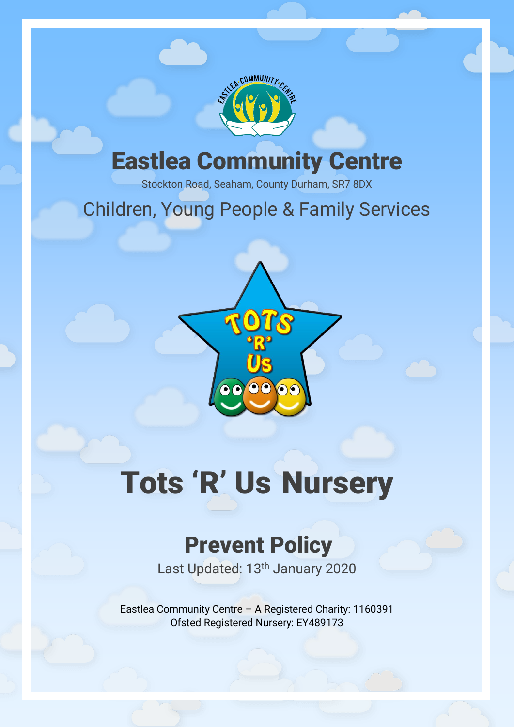# Eastlea Community Centre

Stockton Road, Seaham, County Durham, SR7 8DX

Children, Young People & Family Services

# Tots 'R' Us Nursery

## Prevent Policy

Last Updated: 13th January 2020

Eastlea Community Centre – A Registered Charity: 1160391
Ofsted Registered Nursery: EY489173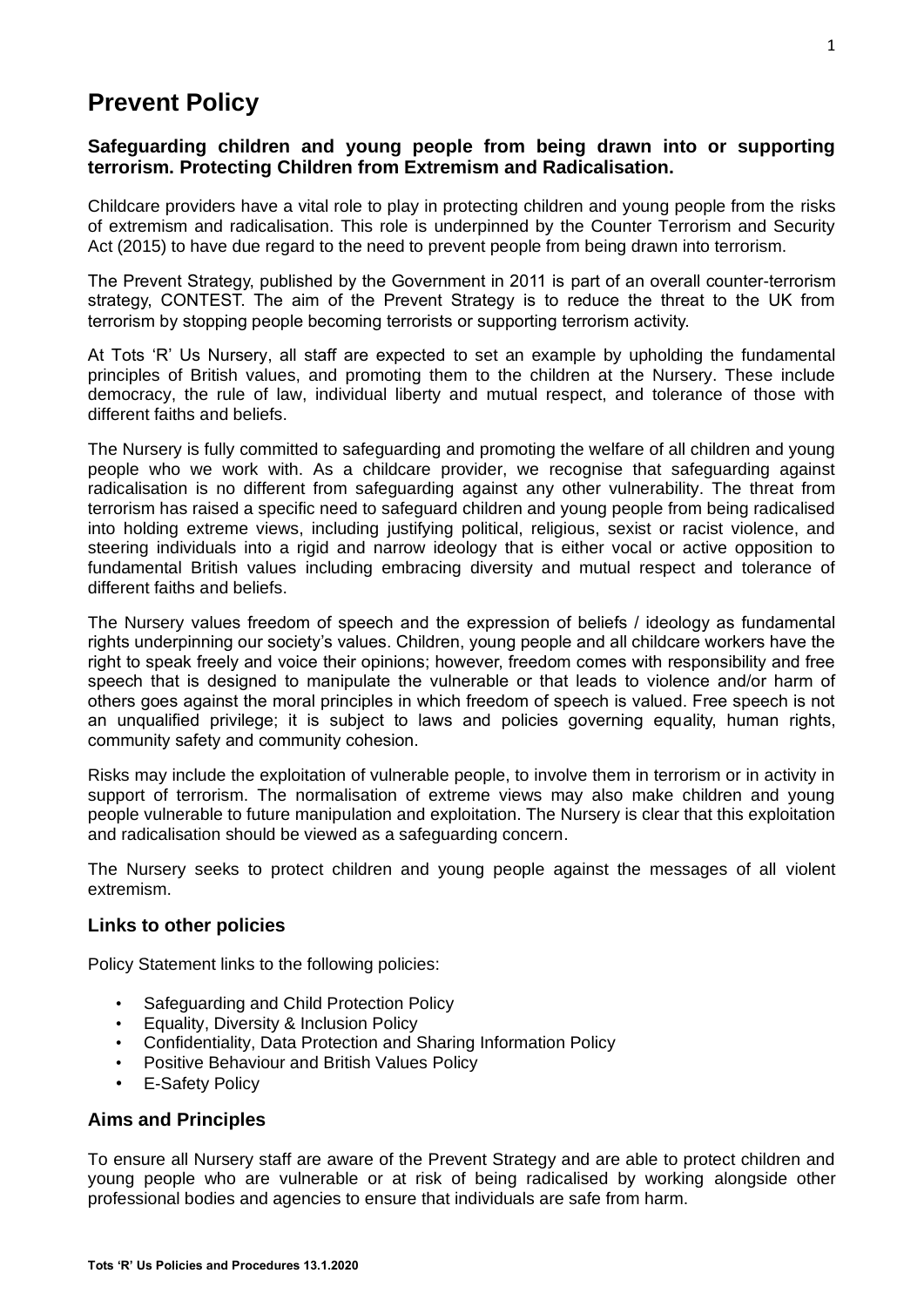# Prevent Policy

**Safeguarding children and young people from being drawn into or supporting terrorism. Protecting Children from Extremism and Radicalisation.**

Childcare providers have a vital role to play in protecting children and young people from the risks of extremism and radicalisation. This role is underpinned by the Counter Terrorism and Security Act (2015) to have due regard to the need to prevent people from being drawn into terrorism.

The Prevent Strategy, published by the Government in 2011 is part of an overall counter-terrorism strategy, CONTEST. The aim of the Prevent Strategy is to reduce the threat to the UK from terrorism by stopping people becoming terrorists or supporting terrorism activity.

At Tots 'R' Us Nursery, all staff are expected to set an example by upholding the fundamental principles of British values, and promoting them to the children at the Nursery. These include democracy, the rule of law, individual liberty and mutual respect, and tolerance of those with different faiths and beliefs.

The Nursery is fully committed to safeguarding and promoting the welfare of all children and young people who we work with. As a childcare provider, we recognise that safeguarding against radicalisation is no different from safeguarding against any other vulnerability. The threat from terrorism has raised a specific need to safeguard children and young people from being radicalised into holding extreme views, including justifying political, religious, sexist or racist violence, and steering individuals into a rigid and narrow ideology that is either vocal or active opposition to fundamental British values including embracing diversity and mutual respect and tolerance of different faiths and beliefs.

The Nursery values freedom of speech and the expression of beliefs / ideology as fundamental rights underpinning our society's values. Children, young people and all childcare workers have the right to speak freely and voice their opinions; however, freedom comes with responsibility and free speech that is designed to manipulate the vulnerable or that leads to violence and/or harm of others goes against the moral principles in which freedom of speech is valued. Free speech is not an unqualified privilege; it is subject to laws and policies governing equality, human rights, community safety and community cohesion.

Risks may include the exploitation of vulnerable people, to involve them in terrorism or in activity in support of terrorism. The normalisation of extreme views may also make children and young people vulnerable to future manipulation and exploitation. The Nursery is clear that this exploitation and radicalisation should be viewed as a safeguarding concern.

The Nursery seeks to protect children and young people against the messages of all violent extremism.

## Links to other policies

Policy Statement links to the following policies:

- Safeguarding and Child Protection Policy
- Equality, Diversity & Inclusion Policy
- Confidentiality, Data Protection and Sharing Information Policy
- Positive Behaviour and British Values Policy
- E-Safety Policy

## Aims and Principles

To ensure all Nursery staff are aware of the Prevent Strategy and are able to protect children and young people who are vulnerable or at risk of being radicalised by working alongside other professional bodies and agencies to ensure that individuals are safe from harm.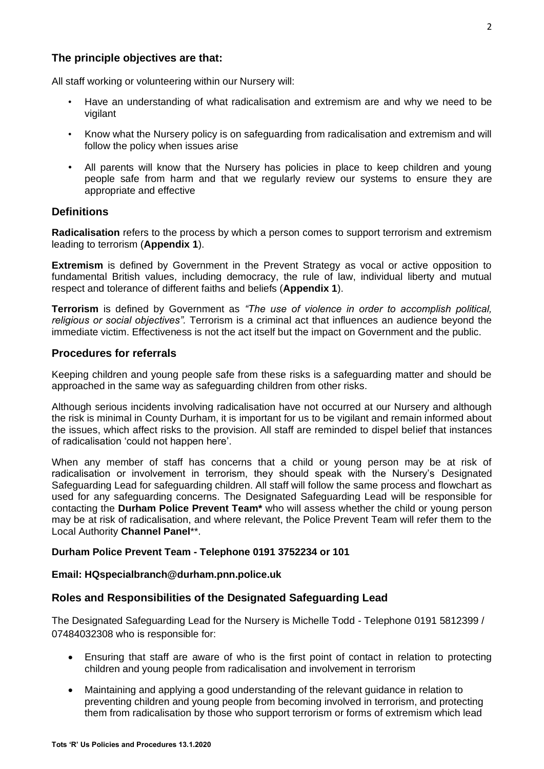## The principle objectives are that:

All staff working or volunteering within our Nursery will:

- Have an understanding of what radicalisation and extremism are and why we need to be vigilant
- Know what the Nursery policy is on safeguarding from radicalisation and extremism and will follow the policy when issues arise
- All parents will know that the Nursery has policies in place to keep children and young people safe from harm and that we regularly review our systems to ensure they are appropriate and effective

## Definitions

**Radicalisation** refers to the process by which a person comes to support terrorism and extremism leading to terrorism (**Appendix 1**).

**Extremism** is defined by Government in the Prevent Strategy as vocal or active opposition to fundamental British values, including democracy, the rule of law, individual liberty and mutual respect and tolerance of different faiths and beliefs (**Appendix 1**).

**Terrorism** is defined by Government as *"The use of violence in order to accomplish political, religious or social objectives".* Terrorism is a criminal act that influences an audience beyond the immediate victim. Effectiveness is not the act itself but the impact on Government and the public.

## Procedures for referrals

Keeping children and young people safe from these risks is a safeguarding matter and should be approached in the same way as safeguarding children from other risks.

Although serious incidents involving radicalisation have not occurred at our Nursery and although the risk is minimal in County Durham, it is important for us to be vigilant and remain informed about the issues, which affect risks to the provision. All staff are reminded to dispel belief that instances of radicalisation 'could not happen here'.

When any member of staff has concerns that a child or young person may be at risk of radicalisation or involvement in terrorism, they should speak with the Nursery's Designated Safeguarding Lead for safeguarding children. All staff will follow the same process and flowchart as used for any safeguarding concerns. The Designated Safeguarding Lead will be responsible for contacting the **Durham Police Prevent Team*** who will assess whether the child or young person may be at risk of radicalisation, and where relevant, the Police Prevent Team will refer them to the Local Authority **Channel Panel****.

**Durham Police Prevent Team - Telephone 0191 3752234 or 101**

**Email: HQspecialbranch@durham.pnn.police.uk**

## Roles and Responsibilities of the Designated Safeguarding Lead

The Designated Safeguarding Lead for the Nursery is Michelle Todd - Telephone 0191 5812399 / 07484032308 who is responsible for:

- Ensuring that staff are aware of who is the first point of contact in relation to protecting children and young people from radicalisation and involvement in terrorism
- Maintaining and applying a good understanding of the relevant guidance in relation to preventing children and young people from becoming involved in terrorism, and protecting them from radicalisation by those who support terrorism or forms of extremism which lead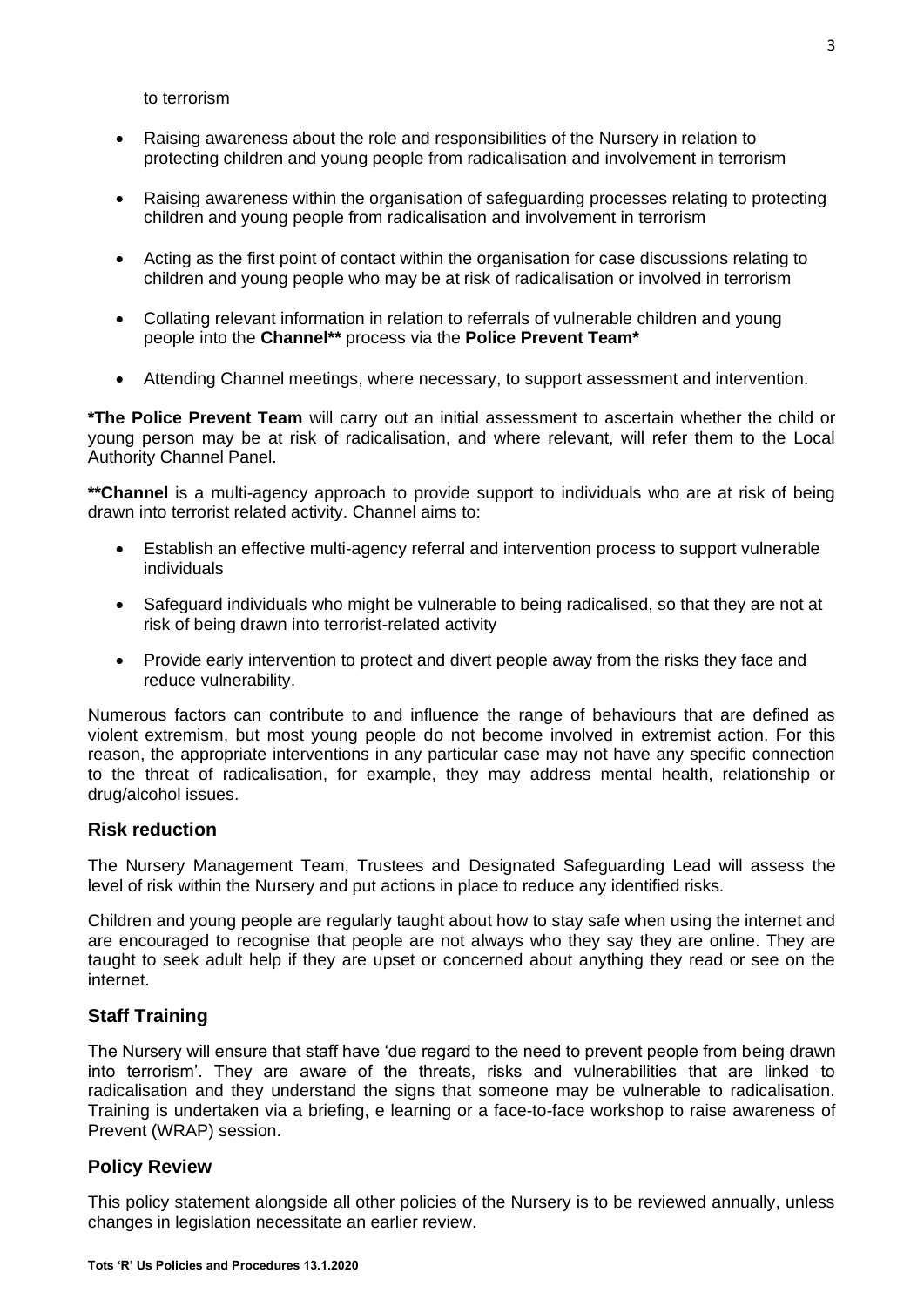to terrorism

- Raising awareness about the role and responsibilities of the Nursery in relation to protecting children and young people from radicalisation and involvement in terrorism
- Raising awareness within the organisation of safeguarding processes relating to protecting children and young people from radicalisation and involvement in terrorism
- Acting as the first point of contact within the organisation for case discussions relating to children and young people who may be at risk of radicalisation or involved in terrorism
- Collating relevant information in relation to referrals of vulnerable children and young people into the **Channel**** process via the **Police Prevent Team***
- Attending Channel meetings, where necessary, to support assessment and intervention.

***The Police Prevent Team** will carry out an initial assessment to ascertain whether the child or young person may be at risk of radicalisation, and where relevant, will refer them to the Local Authority Channel Panel.

****Channel** is a multi-agency approach to provide support to individuals who are at risk of being drawn into terrorist related activity. Channel aims to:

- Establish an effective multi-agency referral and intervention process to support vulnerable individuals
- Safeguard individuals who might be vulnerable to being radicalised, so that they are not at risk of being drawn into terrorist-related activity
- Provide early intervention to protect and divert people away from the risks they face and reduce vulnerability.

Numerous factors can contribute to and influence the range of behaviours that are defined as violent extremism, but most young people do not become involved in extremist action. For this reason, the appropriate interventions in any particular case may not have any specific connection to the threat of radicalisation, for example, they may address mental health, relationship or drug/alcohol issues.

## Risk reduction

The Nursery Management Team, Trustees and Designated Safeguarding Lead will assess the level of risk within the Nursery and put actions in place to reduce any identified risks.

Children and young people are regularly taught about how to stay safe when using the internet and are encouraged to recognise that people are not always who they say they are online. They are taught to seek adult help if they are upset or concerned about anything they read or see on the internet.

## Staff Training

The Nursery will ensure that staff have 'due regard to the need to prevent people from being drawn into terrorism'. They are aware of the threats, risks and vulnerabilities that are linked to radicalisation and they understand the signs that someone may be vulnerable to radicalisation. Training is undertaken via a briefing, e learning or a face-to-face workshop to raise awareness of Prevent (WRAP) session.

## Policy Review

This policy statement alongside all other policies of the Nursery is to be reviewed annually, unless changes in legislation necessitate an earlier review.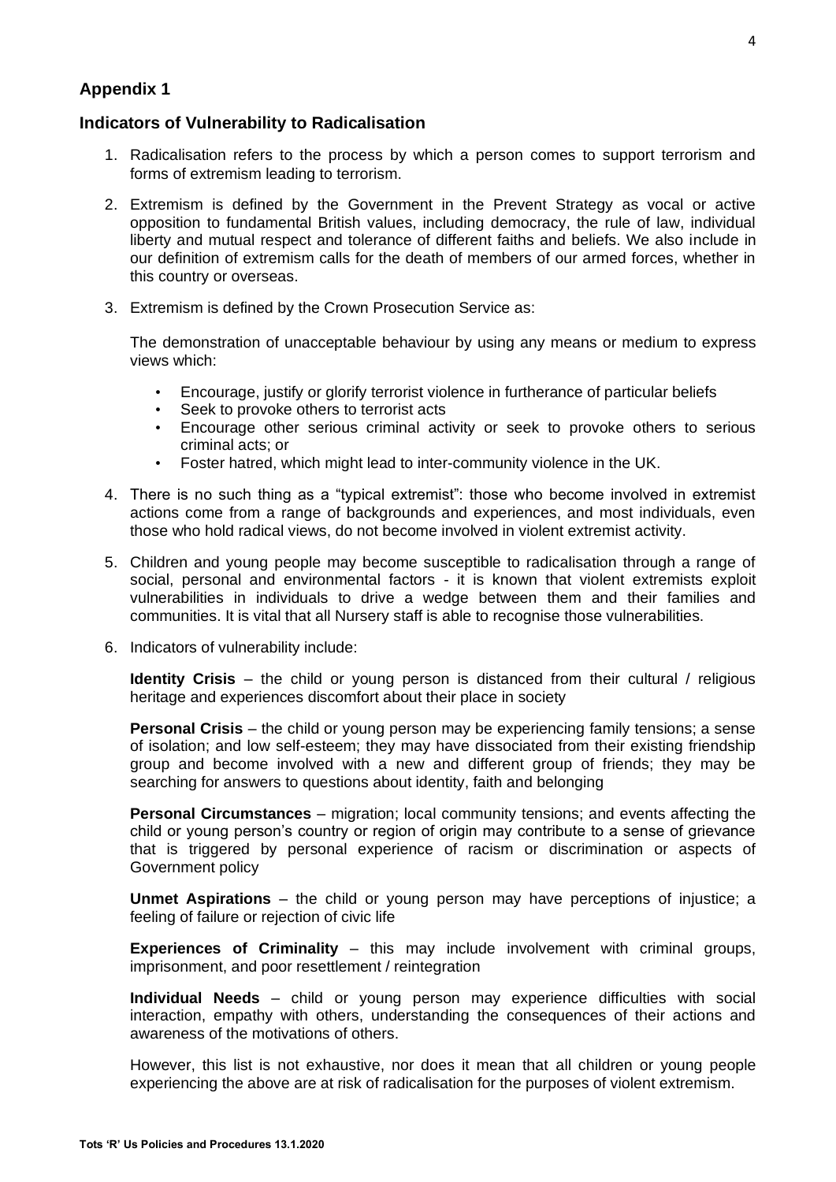## Appendix 1

## Indicators of Vulnerability to Radicalisation

1. Radicalisation refers to the process by which a person comes to support terrorism and forms of extremism leading to terrorism.

2. Extremism is defined by the Government in the Prevent Strategy as vocal or active opposition to fundamental British values, including democracy, the rule of law, individual liberty and mutual respect and tolerance of different faiths and beliefs. We also include in our definition of extremism calls for the death of members of our armed forces, whether in this country or overseas.

3. Extremism is defined by the Crown Prosecution Service as:

   The demonstration of unacceptable behaviour by using any means or medium to express views which:

   - Encourage, justify or glorify terrorist violence in furtherance of particular beliefs
   - Seek to provoke others to terrorist acts
   - Encourage other serious criminal activity or seek to provoke others to serious criminal acts; or
   - Foster hatred, which might lead to inter-community violence in the UK.

4. There is no such thing as a "typical extremist": those who become involved in extremist actions come from a range of backgrounds and experiences, and most individuals, even those who hold radical views, do not become involved in violent extremist activity.

5. Children and young people may become susceptible to radicalisation through a range of social, personal and environmental factors - it is known that violent extremists exploit vulnerabilities in individuals to drive a wedge between them and their families and communities. It is vital that all Nursery staff is able to recognise those vulnerabilities.

6. Indicators of vulnerability include:

   **Identity Crisis** – the child or young person is distanced from their cultural / religious heritage and experiences discomfort about their place in society

   **Personal Crisis** – the child or young person may be experiencing family tensions; a sense of isolation; and low self-esteem; they may have dissociated from their existing friendship group and become involved with a new and different group of friends; they may be searching for answers to questions about identity, faith and belonging

   **Personal Circumstances** – migration; local community tensions; and events affecting the child or young person's country or region of origin may contribute to a sense of grievance that is triggered by personal experience of racism or discrimination or aspects of Government policy

   **Unmet Aspirations** – the child or young person may have perceptions of injustice; a feeling of failure or rejection of civic life

   **Experiences of Criminality** – this may include involvement with criminal groups, imprisonment, and poor resettlement / reintegration

   **Individual Needs** – child or young person may experience difficulties with social interaction, empathy with others, understanding the consequences of their actions and awareness of the motivations of others.

   However, this list is not exhaustive, nor does it mean that all children or young people experiencing the above are at risk of radicalisation for the purposes of violent extremism.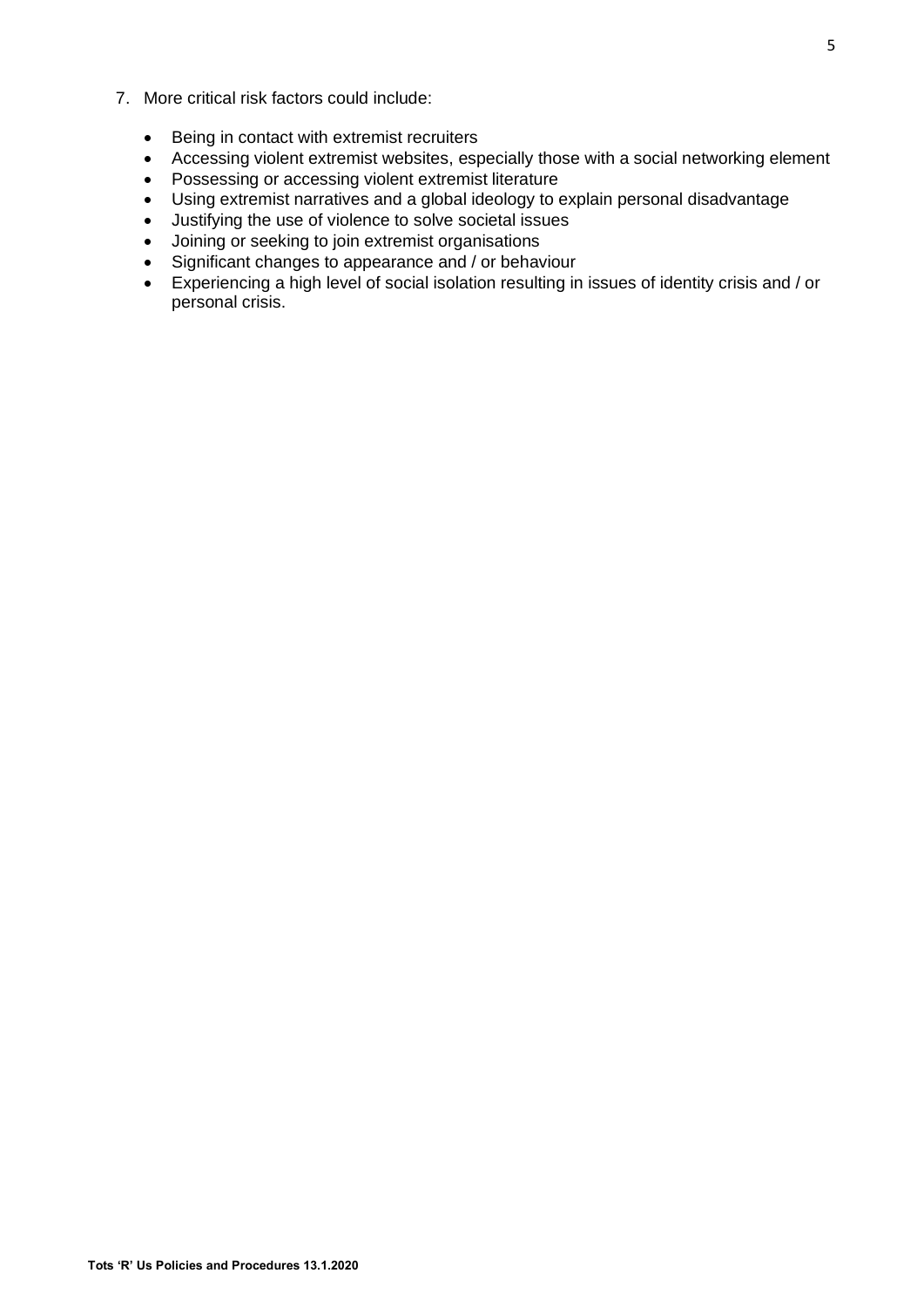7. More critical risk factors could include:

   - Being in contact with extremist recruiters
   - Accessing violent extremist websites, especially those with a social networking element
   - Possessing or accessing violent extremist literature
   - Using extremist narratives and a global ideology to explain personal disadvantage
   - Justifying the use of violence to solve societal issues
   - Joining or seeking to join extremist organisations
   - Significant changes to appearance and / or behaviour
   - Experiencing a high level of social isolation resulting in issues of identity crisis and / or personal crisis.